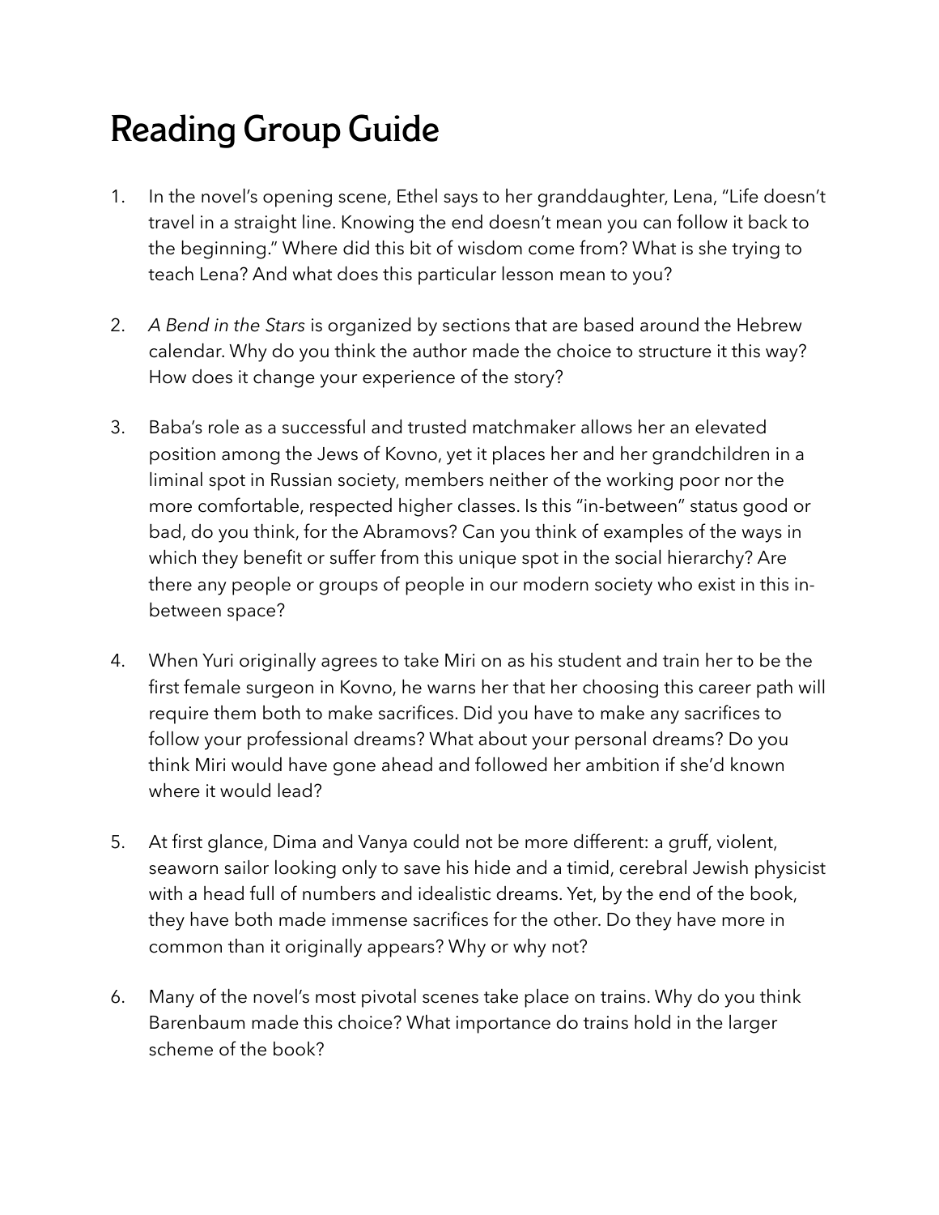# Reading Group Guide

1. In the novel's opening scene, Ethel says to her granddaughter, Lena, "Life doesn't travel in a straight line. Knowing the end doesn't mean you can follow it back to the beginning." Where did this bit of wisdom come from? What is she trying to teach Lena? And what does this particular lesson mean to you?

2. *A Bend in the Stars* is organized by sections that are based around the Hebrew calendar. Why do you think the author made the choice to structure it this way? How does it change your experience of the story?

3. Baba's role as a successful and trusted matchmaker allows her an elevated position among the Jews of Kovno, yet it places her and her grandchildren in a liminal spot in Russian society, members neither of the working poor nor the more comfortable, respected higher classes. Is this "in-between" status good or bad, do you think, for the Abramovs? Can you think of examples of the ways in which they benefit or suffer from this unique spot in the social hierarchy? Are there any people or groups of people in our modern society who exist in this in-between space?

4. When Yuri originally agrees to take Miri on as his student and train her to be the first female surgeon in Kovno, he warns her that her choosing this career path will require them both to make sacrifices. Did you have to make any sacrifices to follow your professional dreams? What about your personal dreams? Do you think Miri would have gone ahead and followed her ambition if she'd known where it would lead?

5. At first glance, Dima and Vanya could not be more different: a gruff, violent, seaworn sailor looking only to save his hide and a timid, cerebral Jewish physicist with a head full of numbers and idealistic dreams. Yet, by the end of the book, they have both made immense sacrifices for the other. Do they have more in common than it originally appears? Why or why not?

6. Many of the novel's most pivotal scenes take place on trains. Why do you think Barenbaum made this choice? What importance do trains hold in the larger scheme of the book?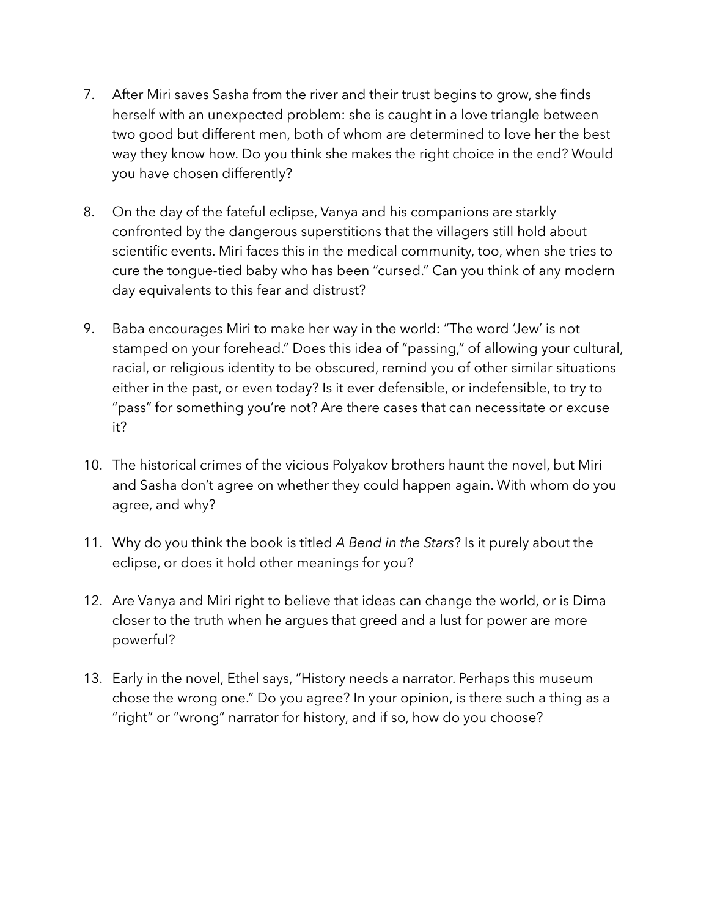7. After Miri saves Sasha from the river and their trust begins to grow, she finds herself with an unexpected problem: she is caught in a love triangle between two good but different men, both of whom are determined to love her the best way they know how. Do you think she makes the right choice in the end? Would you have chosen differently?

8. On the day of the fateful eclipse, Vanya and his companions are starkly confronted by the dangerous superstitions that the villagers still hold about scientific events. Miri faces this in the medical community, too, when she tries to cure the tongue-tied baby who has been "cursed." Can you think of any modern day equivalents to this fear and distrust?

9. Baba encourages Miri to make her way in the world: "The word 'Jew' is not stamped on your forehead." Does this idea of "passing," of allowing your cultural, racial, or religious identity to be obscured, remind you of other similar situations either in the past, or even today? Is it ever defensible, or indefensible, to try to "pass" for something you're not? Are there cases that can necessitate or excuse it?

10. The historical crimes of the vicious Polyakov brothers haunt the novel, but Miri and Sasha don't agree on whether they could happen again. With whom do you agree, and why?

11. Why do you think the book is titled *A Bend in the Stars*? Is it purely about the eclipse, or does it hold other meanings for you?

12. Are Vanya and Miri right to believe that ideas can change the world, or is Dima closer to the truth when he argues that greed and a lust for power are more powerful?

13. Early in the novel, Ethel says, "History needs a narrator. Perhaps this museum chose the wrong one." Do you agree? In your opinion, is there such a thing as a "right" or "wrong" narrator for history, and if so, how do you choose?